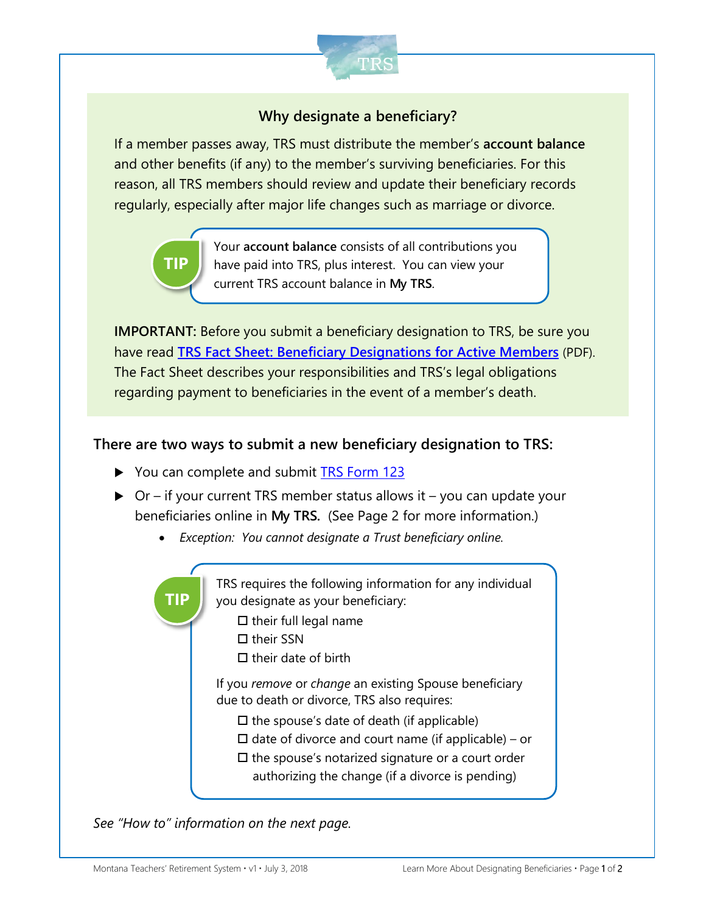## Why designate a beneficiary?

If a member passes away, TRS must distribute the member's **account balance** and other benefits (if any) to the member's surviving beneficiaries. For this reason, all TRS members should review and update their beneficiary records regularly, especially after major life changes such as marriage or divorce.

**TIP**

Your **account balance** consists of all contributions you have paid into TRS, plus interest. You can view your current TRS account balance in **My TRS**.

**IMPORTANT:** Before you submit a beneficiary designation to TRS, be sure you have read **TRS Fact Sheet: Beneficiary Designations for Active Members** (PDF). The Fact Sheet describes your responsibilities and TRS's legal obligations regarding payment to beneficiaries in the event of a member's death.

### There are two ways to submit a new beneficiary designation to TRS:

- You can complete and submit TRS Form 123
- Or – if your current TRS member status allows it – you can update your beneficiaries online in **My TRS.** (See Page 2 for more information.)
  - *Exception: You cannot designate a Trust beneficiary online.*

**TIP**

TRS requires the following information for any individual you designate as your beneficiary:

- ☐ their full legal name
- ☐ their SSN
- ☐ their date of birth

If you *remove* or *change* an existing Spouse beneficiary due to death or divorce, TRS also requires:

- ☐ the spouse's date of death (if applicable)
- ☐ date of divorce and court name (if applicable) – or
- ☐ the spouse's notarized signature or a court order authorizing the change (if a divorce is pending)

*See "How to" information on the next page.*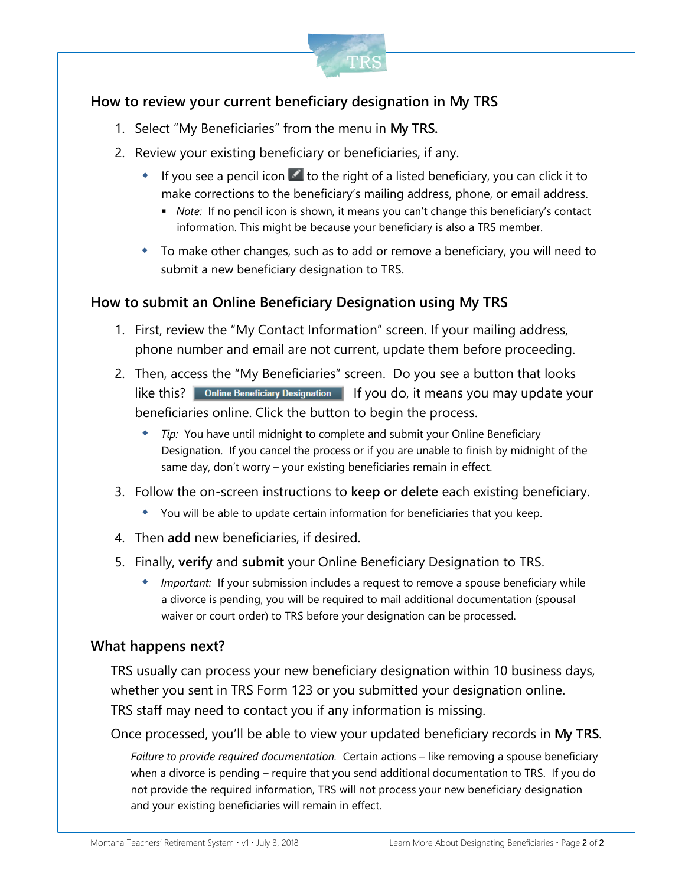## How to review your current beneficiary designation in My TRS

1. Select "My Beneficiaries" from the menu in **My TRS.**
2. Review your existing beneficiary or beneficiaries, if any.
   - If you see a pencil icon to the right of a listed beneficiary, you can click it to make corrections to the beneficiary's mailing address, phone, or email address.
     - *Note:* If no pencil icon is shown, it means you can't change this beneficiary's contact information. This might be because your beneficiary is also a TRS member.
   - To make other changes, such as to add or remove a beneficiary, you will need to submit a new beneficiary designation to TRS.

## How to submit an Online Beneficiary Designation using My TRS

1. First, review the "My Contact Information" screen. If your mailing address, phone number and email are not current, update them before proceeding.
2. Then, access the "My Beneficiaries" screen. Do you see a button that looks like this? **Online Beneficiary Designation** If you do, it means you may update your beneficiaries online. Click the button to begin the process.
   - *Tip:* You have until midnight to complete and submit your Online Beneficiary Designation. If you cancel the process or if you are unable to finish by midnight of the same day, don't worry – your existing beneficiaries remain in effect.
3. Follow the on-screen instructions to **keep or delete** each existing beneficiary.
   - You will be able to update certain information for beneficiaries that you keep.
4. Then **add** new beneficiaries, if desired.
5. Finally, **verify** and **submit** your Online Beneficiary Designation to TRS.
   - *Important:* If your submission includes a request to remove a spouse beneficiary while a divorce is pending, you will be required to mail additional documentation (spousal waiver or court order) to TRS before your designation can be processed.

## What happens next?

TRS usually can process your new beneficiary designation within 10 business days, whether you sent in TRS Form 123 or you submitted your designation online. TRS staff may need to contact you if any information is missing.

Once processed, you'll be able to view your updated beneficiary records in **My TRS**.

*Failure to provide required documentation.* Certain actions – like removing a spouse beneficiary when a divorce is pending – require that you send additional documentation to TRS. If you do not provide the required information, TRS will not process your new beneficiary designation and your existing beneficiaries will remain in effect.